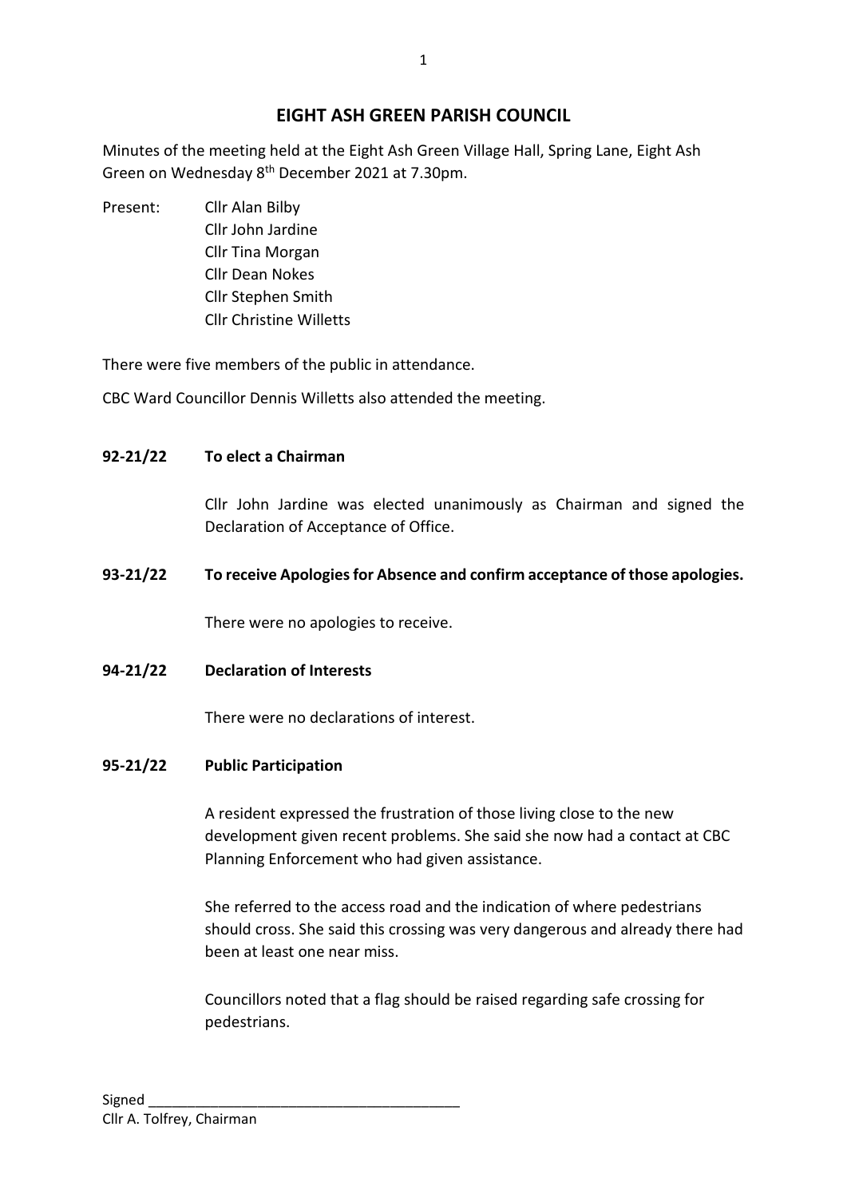# EIGHT ASH GREEN PARISH COUNCIL

Minutes of the meeting held at the Eight Ash Green Village Hall, Spring Lane, Eight Ash Green on Wednesday 8th December 2021 at 7.30pm.

Present: Cllr Alan Bilby
Cllr John Jardine
Cllr Tina Morgan
Cllr Dean Nokes
Cllr Stephen Smith
Cllr Christine Willetts

There were five members of the public in attendance.

CBC Ward Councillor Dennis Willetts also attended the meeting.

**92-21/22 To elect a Chairman**

Cllr John Jardine was elected unanimously as Chairman and signed the Declaration of Acceptance of Office.

**93-21/22 To receive Apologies for Absence and confirm acceptance of those apologies.**

There were no apologies to receive.

**94-21/22 Declaration of Interests**

There were no declarations of interest.

**95-21/22 Public Participation**

A resident expressed the frustration of those living close to the new development given recent problems. She said she now had a contact at CBC Planning Enforcement who had given assistance.

She referred to the access road and the indication of where pedestrians should cross. She said this crossing was very dangerous and already there had been at least one near miss.

Councillors noted that a flag should be raised regarding safe crossing for pedestrians.

Signed ________________________________________
Cllr A. Tolfrey, Chairman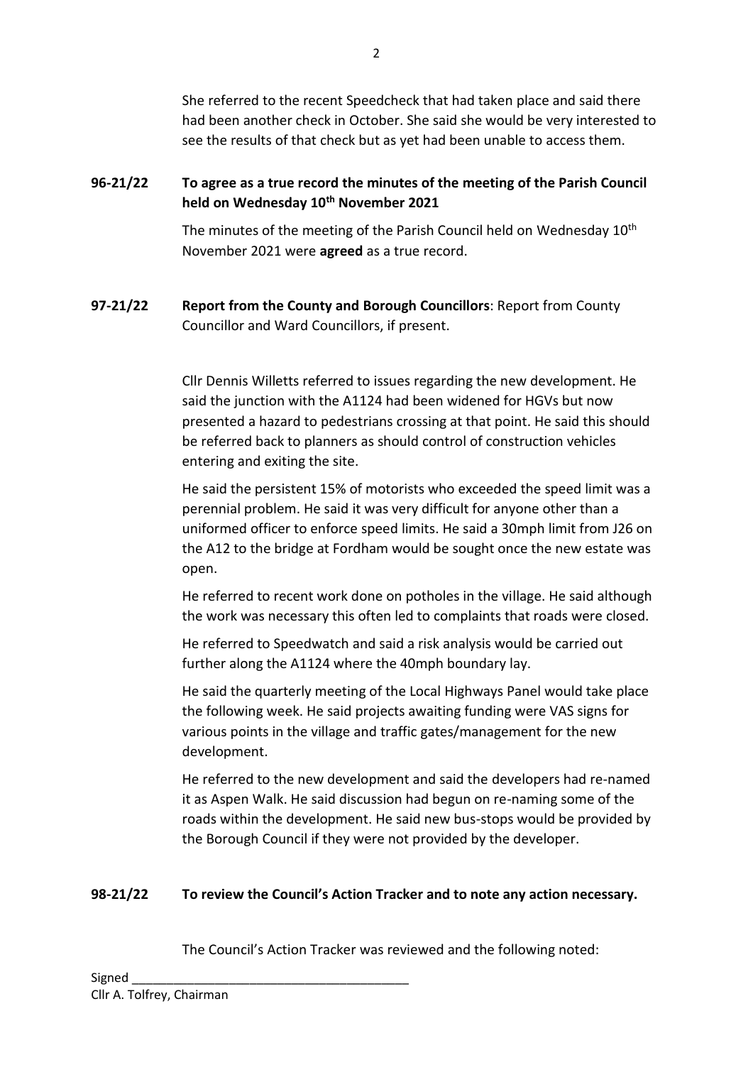She referred to the recent Speedcheck that had taken place and said there had been another check in October. She said she would be very interested to see the results of that check but as yet had been unable to access them.

**96-21/22 To agree as a true record the minutes of the meeting of the Parish Council held on Wednesday 10th November 2021**

The minutes of the meeting of the Parish Council held on Wednesday 10th November 2021 were **agreed** as a true record.

**97-21/22 Report from the County and Borough Councillors**: Report from County Councillor and Ward Councillors, if present.

Cllr Dennis Willetts referred to issues regarding the new development. He said the junction with the A1124 had been widened for HGVs but now presented a hazard to pedestrians crossing at that point. He said this should be referred back to planners as should control of construction vehicles entering and exiting the site.

He said the persistent 15% of motorists who exceeded the speed limit was a perennial problem. He said it was very difficult for anyone other than a uniformed officer to enforce speed limits. He said a 30mph limit from J26 on the A12 to the bridge at Fordham would be sought once the new estate was open.

He referred to recent work done on potholes in the village. He said although the work was necessary this often led to complaints that roads were closed.

He referred to Speedwatch and said a risk analysis would be carried out further along the A1124 where the 40mph boundary lay.

He said the quarterly meeting of the Local Highways Panel would take place the following week. He said projects awaiting funding were VAS signs for various points in the village and traffic gates/management for the new development.

He referred to the new development and said the developers had re-named it as Aspen Walk. He said discussion had begun on re-naming some of the roads within the development. He said new bus-stops would be provided by the Borough Council if they were not provided by the developer.

**98-21/22 To review the Council's Action Tracker and to note any action necessary.**

The Council's Action Tracker was reviewed and the following noted:

Signed \_\_\_\_\_\_\_\_\_\_\_\_\_\_\_\_\_\_\_\_\_\_\_\_\_\_\_\_\_\_\_\_\_\_\_\_\_\_\_
Cllr A. Tolfrey, Chairman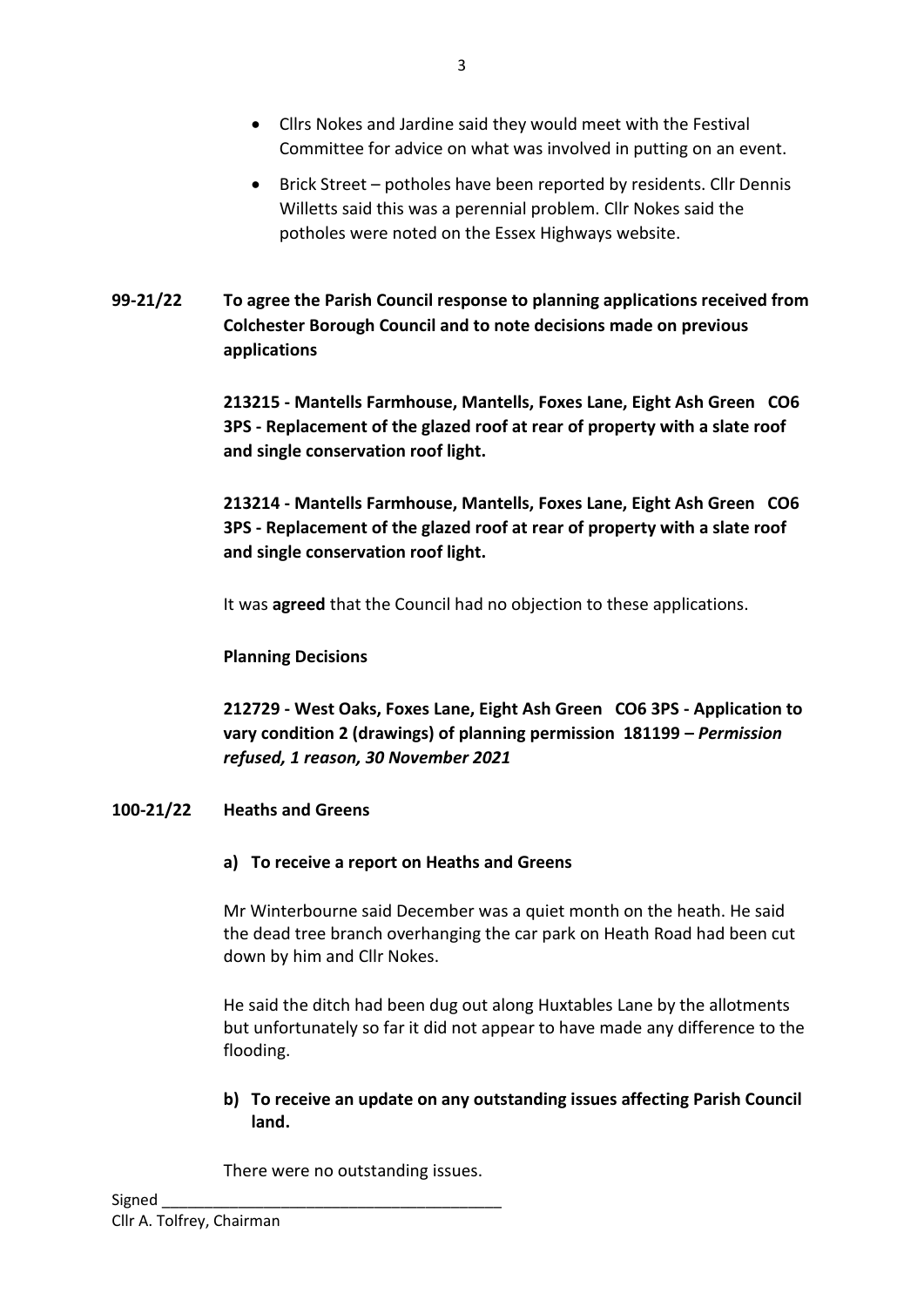- Cllrs Nokes and Jardine said they would meet with the Festival Committee for advice on what was involved in putting on an event.
- Brick Street – potholes have been reported by residents. Cllr Dennis Willetts said this was a perennial problem. Cllr Nokes said the potholes were noted on the Essex Highways website.

**99-21/22 To agree the Parish Council response to planning applications received from Colchester Borough Council and to note decisions made on previous applications**

**213215 - Mantells Farmhouse, Mantells, Foxes Lane, Eight Ash Green CO6 3PS - Replacement of the glazed roof at rear of property with a slate roof and single conservation roof light.**

**213214 - Mantells Farmhouse, Mantells, Foxes Lane, Eight Ash Green CO6 3PS - Replacement of the glazed roof at rear of property with a slate roof and single conservation roof light.**

It was **agreed** that the Council had no objection to these applications.

**Planning Decisions**

**212729 - West Oaks, Foxes Lane, Eight Ash Green CO6 3PS - Application to vary condition 2 (drawings) of planning permission 181199 –** ***Permission refused, 1 reason, 30 November 2021***

**100-21/22 Heaths and Greens**

**a) To receive a report on Heaths and Greens**

Mr Winterbourne said December was a quiet month on the heath. He said the dead tree branch overhanging the car park on Heath Road had been cut down by him and Cllr Nokes.

He said the ditch had been dug out along Huxtables Lane by the allotments but unfortunately so far it did not appear to have made any difference to the flooding.

**b) To receive an update on any outstanding issues affecting Parish Council land.**

There were no outstanding issues.

Signed ________________________________________
Cllr A. Tolfrey, Chairman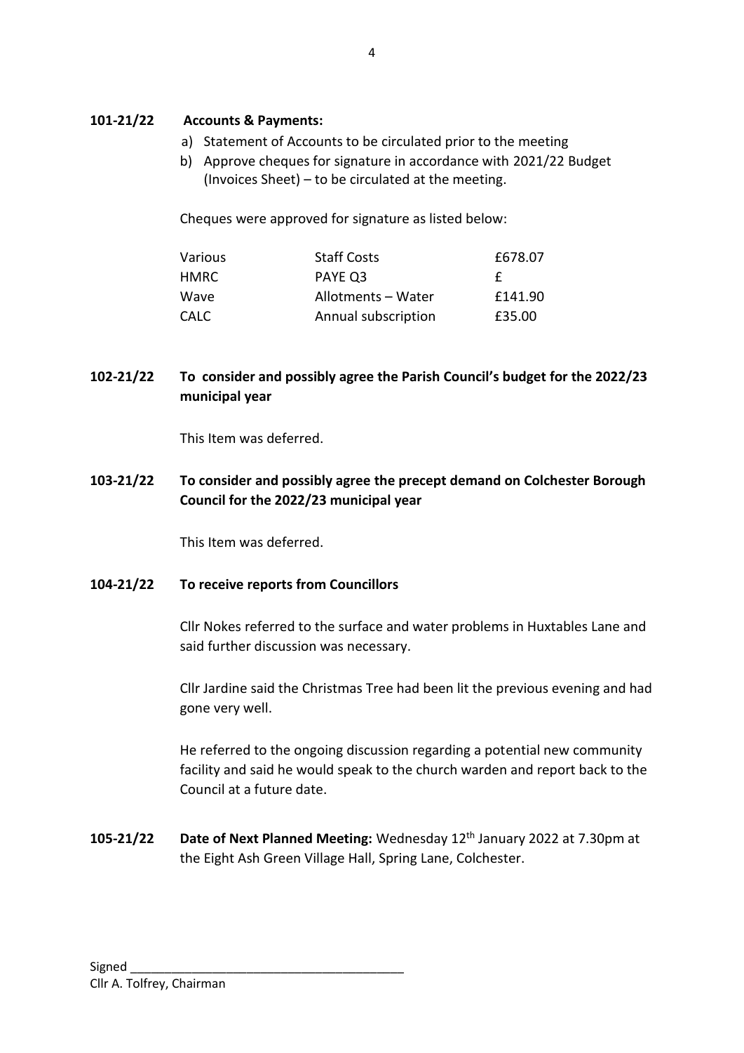**101-21/22 Accounts & Payments:**

a) Statement of Accounts to be circulated prior to the meeting
b) Approve cheques for signature in accordance with 2021/22 Budget (Invoices Sheet) – to be circulated at the meeting.

Cheques were approved for signature as listed below:

| | | |
|---|---|---|
| Various | Staff Costs | £678.07 |
| HMRC | PAYE Q3 | £ |
| Wave | Allotments – Water | £141.90 |
| CALC | Annual subscription | £35.00 |

**102-21/22 To consider and possibly agree the Parish Council's budget for the 2022/23 municipal year**

This Item was deferred.

**103-21/22 To consider and possibly agree the precept demand on Colchester Borough Council for the 2022/23 municipal year**

This Item was deferred.

**104-21/22 To receive reports from Councillors**

Cllr Nokes referred to the surface and water problems in Huxtables Lane and said further discussion was necessary.

Cllr Jardine said the Christmas Tree had been lit the previous evening and had gone very well.

He referred to the ongoing discussion regarding a potential new community facility and said he would speak to the church warden and report back to the Council at a future date.

**105-21/22 Date of Next Planned Meeting:** Wednesday 12th January 2022 at 7.30pm at the Eight Ash Green Village Hall, Spring Lane, Colchester.

Signed ________________________________________
Cllr A. Tolfrey, Chairman